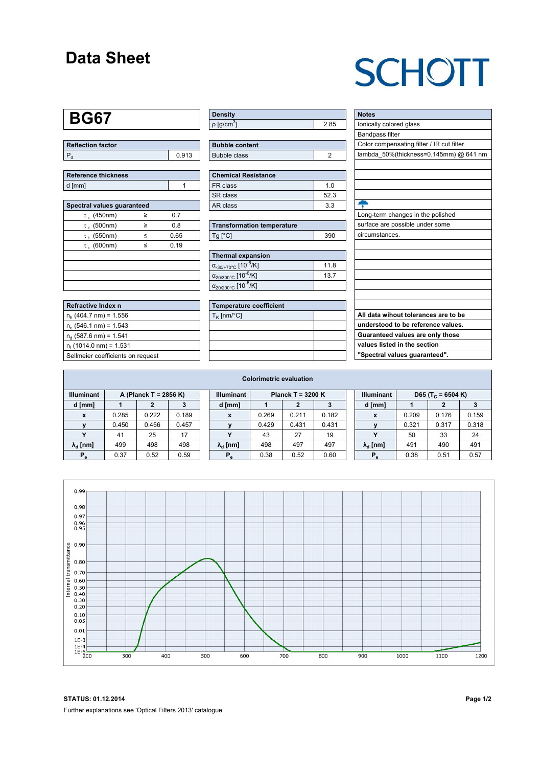# Data Sheet

SCHOTT

## BG67

| Reflection factor | |
|---|---|
| $P_d$ | 0.913 |

| Reference thickness | |
|---|---|
| d [mm] | 1 |

| Spectral values guaranteed | | |
|---|---|---|
| $\tau_i$ (450nm) | ≥ | 0.7 |
| $\tau_i$ (500nm) | ≥ | 0.8 |
| $\tau_i$ (550nm) | ≤ | 0.65 |
| $\tau_i$ (600nm) | ≤ | 0.19 |

| Refractive Index n |
|---|
| $n_h$ (404.7 nm) = 1.556 |
| $n_e$ (546.1 nm) = 1.543 |
| $n_d$ (587.6 nm) = 1.541 |
| $n_t$ (1014.0 nm) = 1.531 |
| Sellmeier coefficients on request |

| Density | |
|---|---|
| $\rho$ [g/cm$^3$] | 2.85 |

| Bubble content | |
|---|---|
| Bubble class | 2 |

| Chemical Resistance | |
|---|---|
| FR class | 1.0 |
| SR class | 52.3 |
| AR class | 3.3 |

| Transformation temperature | |
|---|---|
| Tg [°C] | 390 |

| Thermal expansion | |
|---|---|
| $\alpha_{-30/+70°C}$ [$10^{-6}$/K] | 11.8 |
| $\alpha_{20/300°C}$ [$10^{-6}$/K] | 13.7 |
| $\alpha_{20/200°C}$ [$10^{-6}$/K] | |

| Temperature coefficient | |
|---|---|
| $T_K$ [nm/°C] | |

| Notes |
|---|
| Ionically colored glass |
| Bandpass filter |
| Color compensating filter / IR cut filter |
| lambda_50%(thickness=0.145mm) @ 641 nm |
| Long-term changes in the polished surface are possible under some circumstances. |

**All data wihout tolerances are to be understood to be reference values. Guaranteed values are only those values listed in the section "Spectral values guaranteed".**

### Colorimetric evaluation

| Illuminant | A (Planck T = 2856 K) | | | Illuminant | Planck T = 3200 K | | | Illuminant | D65 ($T_C$ = 6504 K) | | |
|---|---|---|---|---|---|---|---|---|---|---|---|
| **d [mm]** | **1** | **2** | **3** | **d [mm]** | **1** | **2** | **3** | **d [mm]** | **1** | **2** | **3** |
| **x** | 0.285 | 0.222 | 0.189 | **x** | 0.269 | 0.211 | 0.182 | **x** | 0.209 | 0.176 | 0.159 |
| **y** | 0.450 | 0.456 | 0.457 | **y** | 0.429 | 0.431 | 0.431 | **y** | 0.321 | 0.317 | 0.318 |
| **Y** | 41 | 25 | 17 | **Y** | 43 | 27 | 19 | **Y** | 50 | 33 | 24 |
| **$\lambda_d$ [nm]** | 499 | 498 | 498 | **$\lambda_d$ [nm]** | 498 | 497 | 497 | **$\lambda_d$ [nm]** | 491 | 490 | 491 |
| **$P_e$** | 0.37 | 0.52 | 0.59 | **$P_e$** | 0.38 | 0.52 | 0.60 | **$P_e$** | 0.38 | 0.51 | 0.57 |

**STATUS: 01.12.2014**

Further explanations see 'Optical Filters 2013' catalogue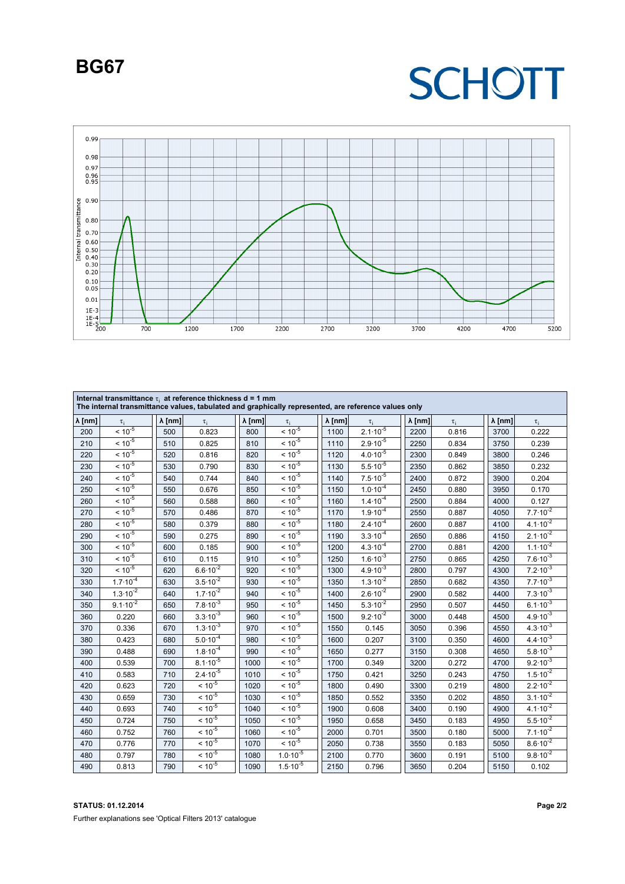# BG67

SCHOTT

0.99
0.98
0.97
0.96
0.95
0.90
0.80
0.70
0.60
0.50
0.40
0.30
0.20
0.10
0.05
0.01
1E-3
1E-4
1E-5

Internal transmittance

200 700 1200 1700 2200 2700 3200 3700 4200 4700 5200

**Internal transmittance $\tau_i$ at reference thickness d = 1 mm**
**The internal transmittance values, tabulated and graphically represented, are reference values only**

| λ [nm] | $\tau_i$ | λ [nm] | $\tau_i$ | λ [nm] | $\tau_i$ | λ [nm] | $\tau_i$ | λ [nm] | $\tau_i$ | λ [nm] | $\tau_i$ |
|---|---|---|---|---|---|---|---|---|---|---|---|
| 200 | $< 10^{-5}$ | 500 | 0.823 | 800 | $< 10^{-5}$ | 1100 | $2.1 \cdot 10^{-5}$ | 2200 | 0.816 | 3700 | 0.222 |
| 210 | $< 10^{-5}$ | 510 | 0.825 | 810 | $< 10^{-5}$ | 1110 | $2.9 \cdot 10^{-5}$ | 2250 | 0.834 | 3750 | 0.239 |
| 220 | $< 10^{-5}$ | 520 | 0.816 | 820 | $< 10^{-5}$ | 1120 | $4.0 \cdot 10^{-5}$ | 2300 | 0.849 | 3800 | 0.246 |
| 230 | $< 10^{-5}$ | 530 | 0.790 | 830 | $< 10^{-5}$ | 1130 | $5.5 \cdot 10^{-5}$ | 2350 | 0.862 | 3850 | 0.232 |
| 240 | $< 10^{-5}$ | 540 | 0.744 | 840 | $< 10^{-5}$ | 1140 | $7.5 \cdot 10^{-5}$ | 2400 | 0.872 | 3900 | 0.204 |
| 250 | $< 10^{-5}$ | 550 | 0.676 | 850 | $< 10^{-5}$ | 1150 | $1.0 \cdot 10^{-4}$ | 2450 | 0.880 | 3950 | 0.170 |
| 260 | $< 10^{-5}$ | 560 | 0.588 | 860 | $< 10^{-5}$ | 1160 | $1.4 \cdot 10^{-4}$ | 2500 | 0.884 | 4000 | 0.127 |
| 270 | $< 10^{-5}$ | 570 | 0.486 | 870 | $< 10^{-5}$ | 1170 | $1.9 \cdot 10^{-4}$ | 2550 | 0.887 | 4050 | $7.7 \cdot 10^{-2}$ |
| 280 | $< 10^{-5}$ | 580 | 0.379 | 880 | $< 10^{-5}$ | 1180 | $2.4 \cdot 10^{-4}$ | 2600 | 0.887 | 4100 | $4.1 \cdot 10^{-2}$ |
| 290 | $< 10^{-5}$ | 590 | 0.275 | 890 | $< 10^{-5}$ | 1190 | $3.3 \cdot 10^{-4}$ | 2650 | 0.886 | 4150 | $2.1 \cdot 10^{-2}$ |
| 300 | $< 10^{-5}$ | 600 | 0.185 | 900 | $< 10^{-5}$ | 1200 | $4.3 \cdot 10^{-4}$ | 2700 | 0.881 | 4200 | $1.1 \cdot 10^{-2}$ |
| 310 | $< 10^{-5}$ | 610 | 0.115 | 910 | $< 10^{-5}$ | 1250 | $1.6 \cdot 10^{-3}$ | 2750 | 0.865 | 4250 | $7.6 \cdot 10^{-3}$ |
| 320 | $< 10^{-5}$ | 620 | $6.6 \cdot 10^{-2}$ | 920 | $< 10^{-5}$ | 1300 | $4.9 \cdot 10^{-3}$ | 2800 | 0.797 | 4300 | $7.2 \cdot 10^{-3}$ |
| 330 | $1.7 \cdot 10^{-4}$ | 630 | $3.5 \cdot 10^{-2}$ | 930 | $< 10^{-5}$ | 1350 | $1.3 \cdot 10^{-2}$ | 2850 | 0.682 | 4350 | $7.7 \cdot 10^{-3}$ |
| 340 | $1.3 \cdot 10^{-2}$ | 640 | $1.7 \cdot 10^{-2}$ | 940 | $< 10^{-5}$ | 1400 | $2.6 \cdot 10^{-2}$ | 2900 | 0.582 | 4400 | $7.3 \cdot 10^{-3}$ |
| 350 | $9.1 \cdot 10^{-2}$ | 650 | $7.8 \cdot 10^{-3}$ | 950 | $< 10^{-5}$ | 1450 | $5.3 \cdot 10^{-2}$ | 2950 | 0.507 | 4450 | $6.1 \cdot 10^{-3}$ |
| 360 | 0.220 | 660 | $3.3 \cdot 10^{-3}$ | 960 | $< 10^{-5}$ | 1500 | $9.2 \cdot 10^{-2}$ | 3000 | 0.448 | 4500 | $4.9 \cdot 10^{-3}$ |
| 370 | 0.336 | 670 | $1.3 \cdot 10^{-3}$ | 970 | $< 10^{-5}$ | 1550 | 0.145 | 3050 | 0.396 | 4550 | $4.3 \cdot 10^{-3}$ |
| 380 | 0.423 | 680 | $5.0 \cdot 10^{-4}$ | 980 | $< 10^{-5}$ | 1600 | 0.207 | 3100 | 0.350 | 4600 | $4.4 \cdot 10^{-3}$ |
| 390 | 0.488 | 690 | $1.8 \cdot 10^{-4}$ | 990 | $< 10^{-5}$ | 1650 | 0.277 | 3150 | 0.308 | 4650 | $5.8 \cdot 10^{-3}$ |
| 400 | 0.539 | 700 | $8.1 \cdot 10^{-5}$ | 1000 | $< 10^{-5}$ | 1700 | 0.349 | 3200 | 0.272 | 4700 | $9.2 \cdot 10^{-3}$ |
| 410 | 0.583 | 710 | $2.4 \cdot 10^{-5}$ | 1010 | $< 10^{-5}$ | 1750 | 0.421 | 3250 | 0.243 | 4750 | $1.5 \cdot 10^{-2}$ |
| 420 | 0.623 | 720 | $< 10^{-5}$ | 1020 | $< 10^{-5}$ | 1800 | 0.490 | 3300 | 0.219 | 4800 | $2.2 \cdot 10^{-2}$ |
| 430 | 0.659 | 730 | $< 10^{-5}$ | 1030 | $< 10^{-5}$ | 1850 | 0.552 | 3350 | 0.202 | 4850 | $3.1 \cdot 10^{-2}$ |
| 440 | 0.693 | 740 | $< 10^{-5}$ | 1040 | $< 10^{-5}$ | 1900 | 0.608 | 3400 | 0.190 | 4900 | $4.1 \cdot 10^{-2}$ |
| 450 | 0.724 | 750 | $< 10^{-5}$ | 1050 | $< 10^{-5}$ | 1950 | 0.658 | 3450 | 0.183 | 4950 | $5.5 \cdot 10^{-2}$ |
| 460 | 0.752 | 760 | $< 10^{-5}$ | 1060 | $< 10^{-5}$ | 2000 | 0.701 | 3500 | 0.180 | 5000 | $7.1 \cdot 10^{-2}$ |
| 470 | 0.776 | 770 | $< 10^{-5}$ | 1070 | $< 10^{-5}$ | 2050 | 0.738 | 3550 | 0.183 | 5050 | $8.6 \cdot 10^{-2}$ |
| 480 | 0.797 | 780 | $< 10^{-5}$ | 1080 | $1.0 \cdot 10^{-5}$ | 2100 | 0.770 | 3600 | 0.191 | 5100 | $9.8 \cdot 10^{-2}$ |
| 490 | 0.813 | 790 | $< 10^{-5}$ | 1090 | $1.5 \cdot 10^{-5}$ | 2150 | 0.796 | 3650 | 0.204 | 5150 | 0.102 |

**STATUS: 01.12.2014**

Further explanations see 'Optical Filters 2013' catalogue